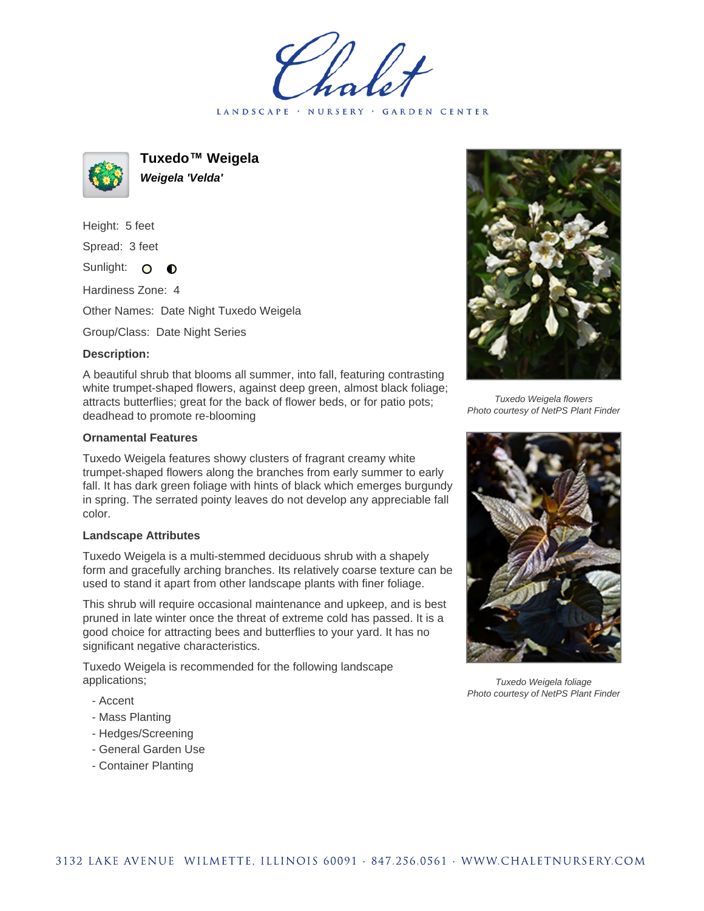# Tuxedo™ Weigela

***Weigela 'Velda'***

Height: 5 feet

Spread: 3 feet

Sunlight: ○ ◐

Hardiness Zone: 4

Other Names: Date Night Tuxedo Weigela

Group/Class: Date Night Series

**Description:**

A beautiful shrub that blooms all summer, into fall, featuring contrasting white trumpet-shaped flowers, against deep green, almost black foliage; attracts butterflies; great for the back of flower beds, or for patio pots; deadhead to promote re-blooming

### Ornamental Features

Tuxedo Weigela features showy clusters of fragrant creamy white trumpet-shaped flowers along the branches from early summer to early fall. It has dark green foliage with hints of black which emerges burgundy in spring. The serrated pointy leaves do not develop any appreciable fall color.

### Landscape Attributes

Tuxedo Weigela is a multi-stemmed deciduous shrub with a shapely form and gracefully arching branches. Its relatively coarse texture can be used to stand it apart from other landscape plants with finer foliage.

This shrub will require occasional maintenance and upkeep, and is best pruned in late winter once the threat of extreme cold has passed. It is a good choice for attracting bees and butterflies to your yard. It has no significant negative characteristics.

Tuxedo Weigela is recommended for the following landscape applications;

- Accent
- Mass Planting
- Hedges/Screening
- General Garden Use
- Container Planting

*Tuxedo Weigela flowers*
*Photo courtesy of NetPS Plant Finder*

*Tuxedo Weigela foliage*
*Photo courtesy of NetPS Plant Finder*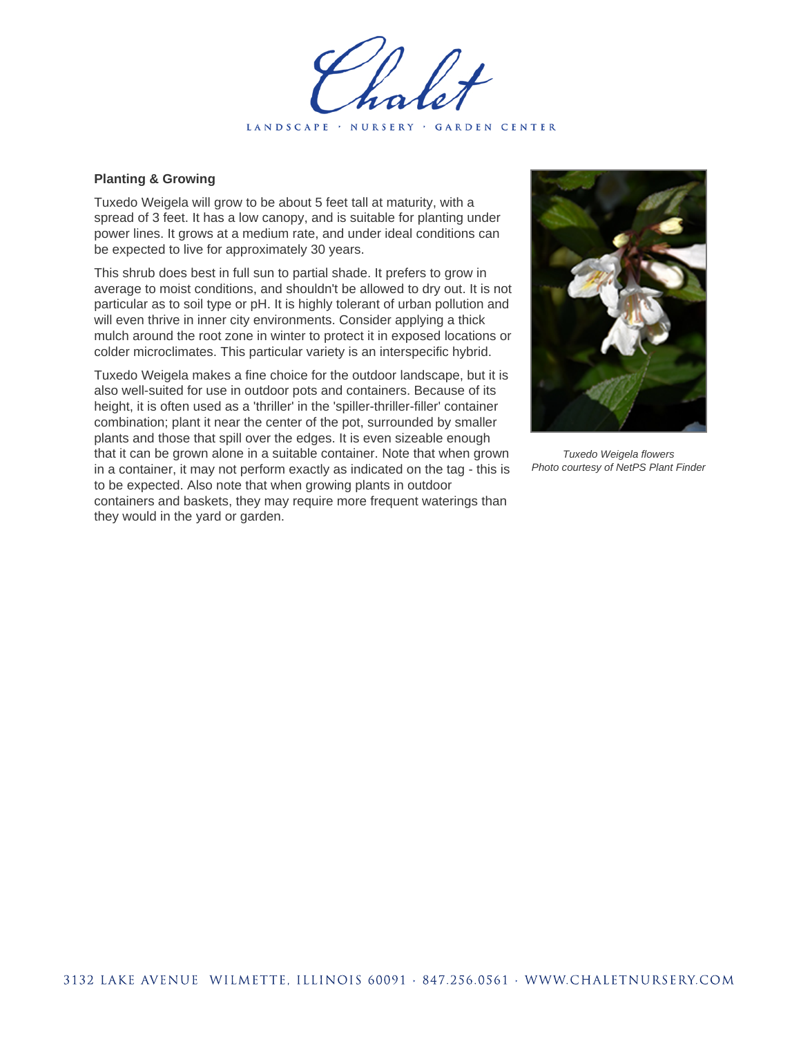### Planting & Growing

Tuxedo Weigela will grow to be about 5 feet tall at maturity, with a spread of 3 feet. It has a low canopy, and is suitable for planting under power lines. It grows at a medium rate, and under ideal conditions can be expected to live for approximately 30 years.

This shrub does best in full sun to partial shade. It prefers to grow in average to moist conditions, and shouldn't be allowed to dry out. It is not particular as to soil type or pH. It is highly tolerant of urban pollution and will even thrive in inner city environments. Consider applying a thick mulch around the root zone in winter to protect it in exposed locations or colder microclimates. This particular variety is an interspecific hybrid.

Tuxedo Weigela makes a fine choice for the outdoor landscape, but it is also well-suited for use in outdoor pots and containers. Because of its height, it is often used as a 'thriller' in the 'spiller-thriller-filler' container combination; plant it near the center of the pot, surrounded by smaller plants and those that spill over the edges. It is even sizeable enough that it can be grown alone in a suitable container. Note that when grown in a container, it may not perform exactly as indicated on the tag - this is to be expected. Also note that when growing plants in outdoor containers and baskets, they may require more frequent waterings than they would in the yard or garden.

*Tuxedo Weigela flowers*
*Photo courtesy of NetPS Plant Finder*